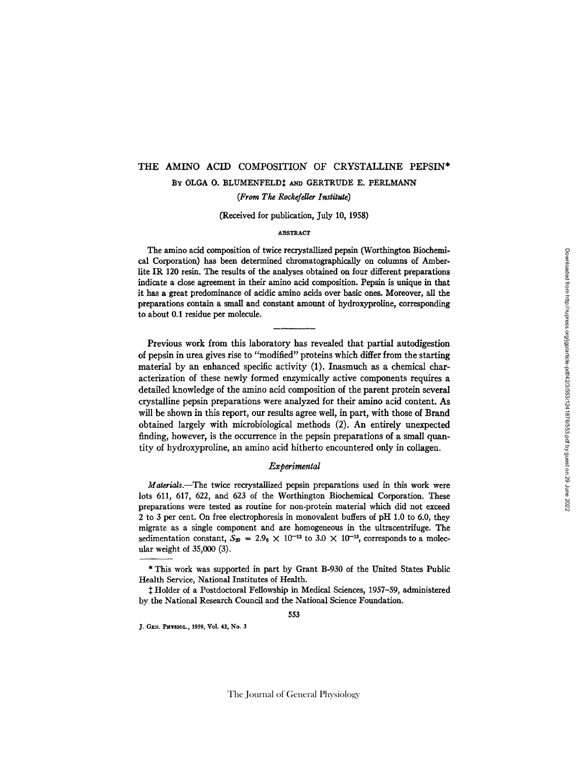# THE AMINO ACID COMPOSITION OF CRYSTALLINE PEPSIN*

By OLGA O. BLUMENFELD‡ AND GERTRUDE E. PERLMANN

*(From The Rockefeller Institute)*

(Received for publication, July 10, 1958)

## ABSTRACT

The amino acid composition of twice recrystallized pepsin (Worthington Biochemical Corporation) has been determined chromatographically on columns of Amberlite IR 120 resin. The results of the analyses obtained on four different preparations indicate a close agreement in their amino acid composition. Pepsin is unique in that it has a great predominance of acidic amino acids over basic ones. Moreover, all the preparations contain a small and constant amount of hydroxyproline, corresponding to about 0.1 residue per molecule.

---

Previous work from this laboratory has revealed that partial autodigestion of pepsin in urea gives rise to "modified" proteins which differ from the starting material by an enhanced specific activity (1). Inasmuch as a chemical characterization of these newly formed enzymically active components requires a detailed knowledge of the amino acid composition of the parent protein several crystalline pepsin preparations were analyzed for their amino acid content. As will be shown in this report, our results agree well, in part, with those of Brand obtained largely with microbiological methods (2). An entirely unexpected finding, however, is the occurrence in the pepsin preparations of a small quantity of hydroxyproline, an amino acid hitherto encountered only in collagen.

### *Experimental*

*Materials.*—The twice recrystallized pepsin preparations used in this work were lots 611, 617, 622, and 623 of the Worthington Biochemical Corporation. These preparations were tested as routine for non-protein material which did not exceed 2 to 3 per cent. On free electrophoresis in monovalent buffers of pH 1.0 to 6.0, they migrate as a single component and are homogeneous in the ultracentrifuge. The sedimentation constant, $S_{20} = 2.9_6 \times 10^{-13}$ to $3.0 \times 10^{-13}$, corresponds to a molecular weight of 35,000 (3).

---

* This work was supported in part by Grant B-930 of the United States Public Health Service, National Institutes of Health.

‡ Holder of a Postdoctoral Fellowship in Medical Sciences, 1957–59, administered by the National Research Council and the National Science Foundation.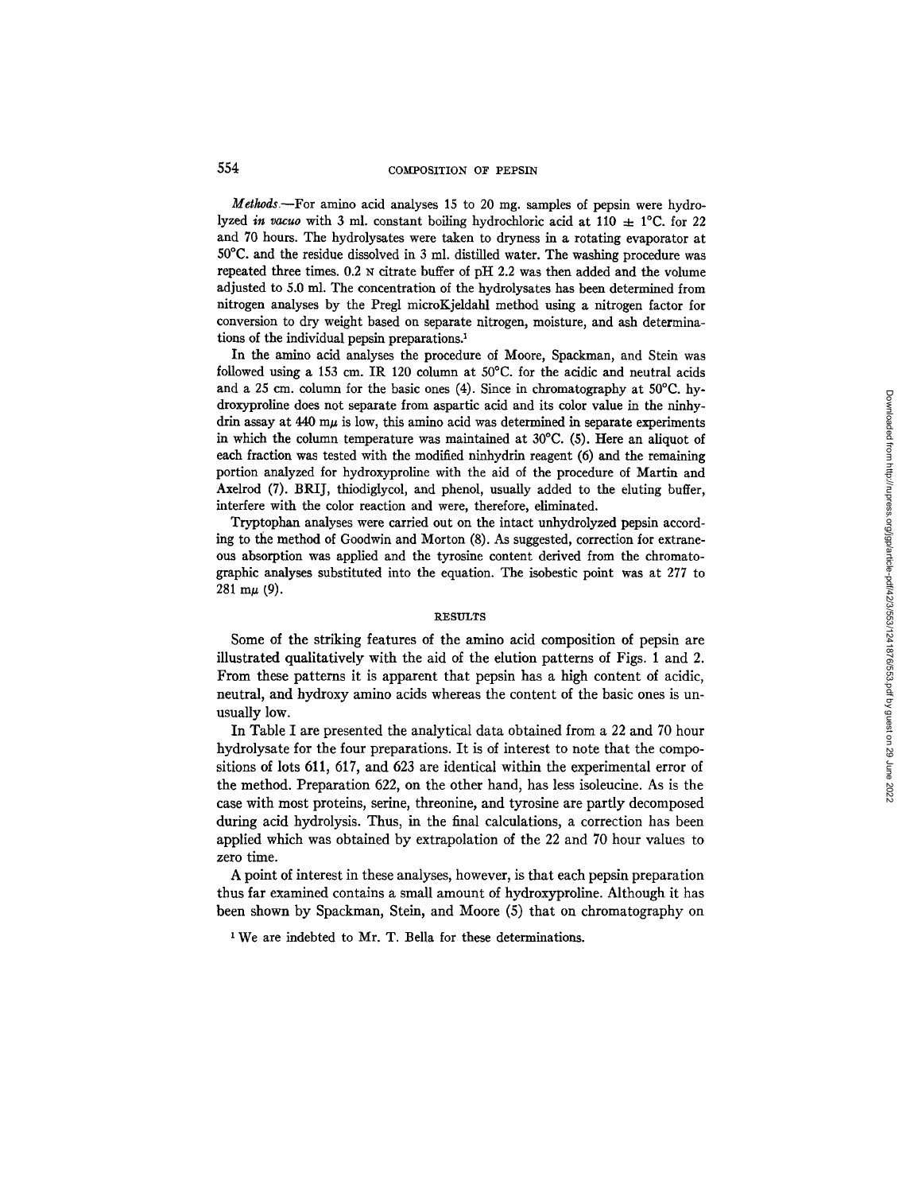*Methods.*—For amino acid analyses 15 to 20 mg. samples of pepsin were hydrolyzed *in vacuo* with 3 ml. constant boiling hydrochloric acid at 110 ± 1°C. for 22 and 70 hours. The hydrolysates were taken to dryness in a rotating evaporator at 50°C. and the residue dissolved in 3 ml. distilled water. The washing procedure was repeated three times. 0.2 N citrate buffer of pH 2.2 was then added and the volume adjusted to 5.0 ml. The concentration of the hydrolysates has been determined from nitrogen analyses by the Pregl microKjeldahl method using a nitrogen factor for conversion to dry weight based on separate nitrogen, moisture, and ash determinations of the individual pepsin preparations.[1]

In the amino acid analyses the procedure of Moore, Spackman, and Stein was followed using a 153 cm. IR 120 column at 50°C. for the acidic and neutral acids and a 25 cm. column for the basic ones (4). Since in chromatography at 50°C. hydroxyproline does not separate from aspartic acid and its color value in the ninhydrin assay at 440 mμ is low, this amino acid was determined in separate experiments in which the column temperature was maintained at 30°C. (5). Here an aliquot of each fraction was tested with the modified ninhydrin reagent (6) and the remaining portion analyzed for hydroxyproline with the aid of the procedure of Martin and Axelrod (7). BRIJ, thiodiglycol, and phenol, usually added to the eluting buffer, interfere with the color reaction and were, therefore, eliminated.

Tryptophan analyses were carried out on the intact unhydrolyzed pepsin according to the method of Goodwin and Morton (8). As suggested, correction for extraneous absorption was applied and the tyrosine content derived from the chromatographic analyses substituted into the equation. The isobestic point was at 277 to 281 mμ (9).

## RESULTS

Some of the striking features of the amino acid composition of pepsin are illustrated qualitatively with the aid of the elution patterns of Figs. 1 and 2. From these patterns it is apparent that pepsin has a high content of acidic, neutral, and hydroxy amino acids whereas the content of the basic ones is unusually low.

In Table I are presented the analytical data obtained from a 22 and 70 hour hydrolysate for the four preparations. It is of interest to note that the compositions of lots 611, 617, and 623 are identical within the experimental error of the method. Preparation 622, on the other hand, has less isoleucine. As is the case with most proteins, serine, threonine, and tyrosine are partly decomposed during acid hydrolysis. Thus, in the final calculations, a correction has been applied which was obtained by extrapolation of the 22 and 70 hour values to zero time.

A point of interest in these analyses, however, is that each pepsin preparation thus far examined contains a small amount of hydroxyproline. Although it has been shown by Spackman, Stein, and Moore (5) that on chromatography on

[1] We are indebted to Mr. T. Bella for these determinations.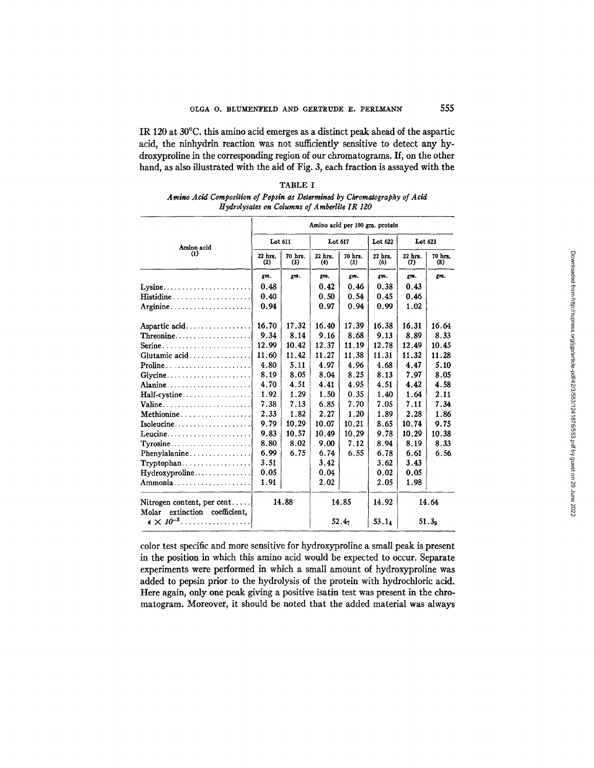IR 120 at 30°C. this amino acid emerges as a distinct peak ahead of the aspartic acid, the ninhydrin reaction was not sufficiently sensitive to detect any hydroxyproline in the corresponding region of our chromatograms. If, on the other hand, as also illustrated with the aid of Fig. 3, each fraction is assayed with the

TABLE I

*Amino Acid Composition of Pepsin as Determined by Chromatography of Acid Hydrolysates on Columns of Amberlite IR 120*

| Amino acid (1) | Amino acid per 100 gm. protein | | | | | | |
|---|---|---|---|---|---|---|---|
| | Lot 611 | | Lot 617 | | Lot 622 | Lot 623 | |
| | 22 hrs. (2) | 70 hrs. (3) | 22 hrs. (4) | 70 hrs. (5) | 22 hrs. (6) | 22 hrs. (7) | 70 hrs. (8) |
| | *gm.* | *gm.* | *gm.* | *gm.* | *gm.* | *gm.* | *gm.* |
| Lysine | 0.48 | | 0.42 | 0.46 | 0.38 | 0.43 | |
| Histidine | 0.40 | | 0.50 | 0.54 | 0.45 | 0.46 | |
| Arginine | 0.94 | | 0.97 | 0.94 | 0.99 | 1.02 | |
| Aspartic acid | 16.70 | 17.32 | 16.40 | 17.39 | 16.38 | 16.31 | 16.64 |
| Threonine | 9.34 | 8.14 | 9.16 | 8.68 | 9.13 | 8.89 | 8.33 |
| Serine | 12.99 | 10.42 | 12.37 | 11.19 | 12.78 | 12.49 | 10.45 |
| Glutamic acid | 11.60 | 11.42 | 11.27 | 11.38 | 11.31 | 11.32 | 11.28 |
| Proline | 4.80 | 5.11 | 4.97 | 4.96 | 4.68 | 4.47 | 5.10 |
| Glycine | 8.19 | 8.05 | 8.04 | 8.25 | 8.13 | 7.97 | 8.05 |
| Alanine | 4.70 | 4.51 | 4.41 | 4.95 | 4.51 | 4.42 | 4.58 |
| Half-cystine | 1.92 | 1.29 | 1.50 | 0.35 | 1.40 | 1.64 | 2.11 |
| Valine | 7.38 | 7.13 | 6.85 | 7.70 | 7.05 | 7.11 | 7.34 |
| Methionine | 2.33 | 1.82 | 2.27 | 1.20 | 1.89 | 2.28 | 1.86 |
| Isoleucine | 9.79 | 10.29 | 10.07 | 10.21 | 8.65 | 10.74 | 9.75 |
| Leucine | 9.83 | 10.57 | 10.49 | 10.29 | 9.78 | 10.29 | 10.38 |
| Tyrosine | 8.80 | 8.02 | 9.00 | 7.12 | 8.94 | 8.19 | 8.33 |
| Phenylalanine | 6.99 | 6.75 | 6.74 | 6.55 | 6.78 | 6.61 | 6.56 |
| Tryptophan | 3.51 | | 3.42 | | 3.62 | 3.43 | |
| Hydroxyproline | 0.05 | | 0.04 | | 0.02 | 0.05 | |
| Ammonia | 1.91 | | 2.02 | | 2.05 | 1.98 | |
| Nitrogen content, per cent | 14.88 | | 14.85 | | 14.92 | 14.64 | |
| Molar extinction coefficient, $\epsilon \times 10^{-3}$ | | | $52.4_7$ | | $53.1_4$ | $51.3_9$ | |

color test specific and more sensitive for hydroxyproline a small peak is present in the position in which this amino acid would be expected to occur. Separate experiments were performed in which a small amount of hydroxyproline was added to pepsin prior to the hydrolysis of the protein with hydrochloric acid. Here again, only one peak giving a positive isatin test was present in the chromatogram. Moreover, it should be noted that the added material was always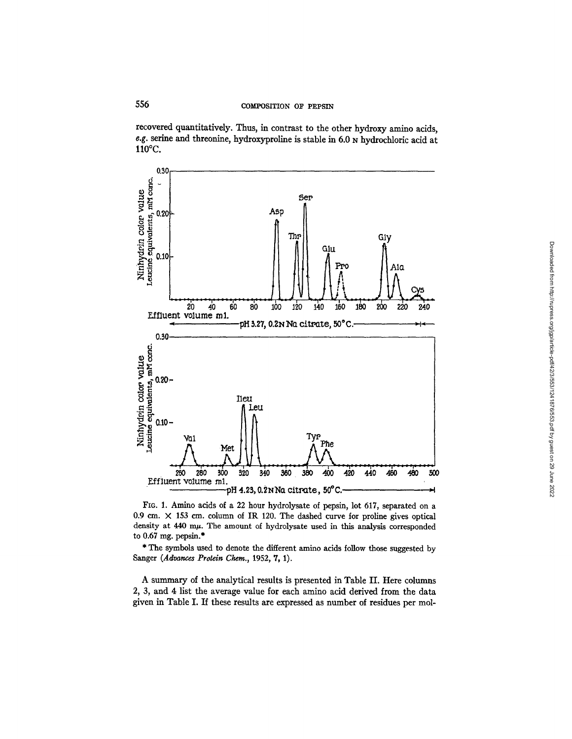recovered quantitatively. Thus, in contrast to the other hydroxy amino acids, *e.g.* serine and threonine, hydroxyproline is stable in 6.0 N hydrochloric acid at 110°C.

FIG. 1. Amino acids of a 22 hour hydrolysate of pepsin, lot 617, separated on a 0.9 cm. × 153 cm. column of IR 120. The dashed curve for proline gives optical density at 440 mμ. The amount of hydrolysate used in this analysis corresponded to 0.67 mg. pepsin.*

\* The symbols used to denote the different amino acids follow those suggested by Sanger (*Advances Protein Chem.*, 1952, **7**, 1).

A summary of the analytical results is presented in Table II. Here columns 2, 3, and 4 list the average value for each amino acid derived from the data given in Table I. If these results are expressed as number of residues per mol-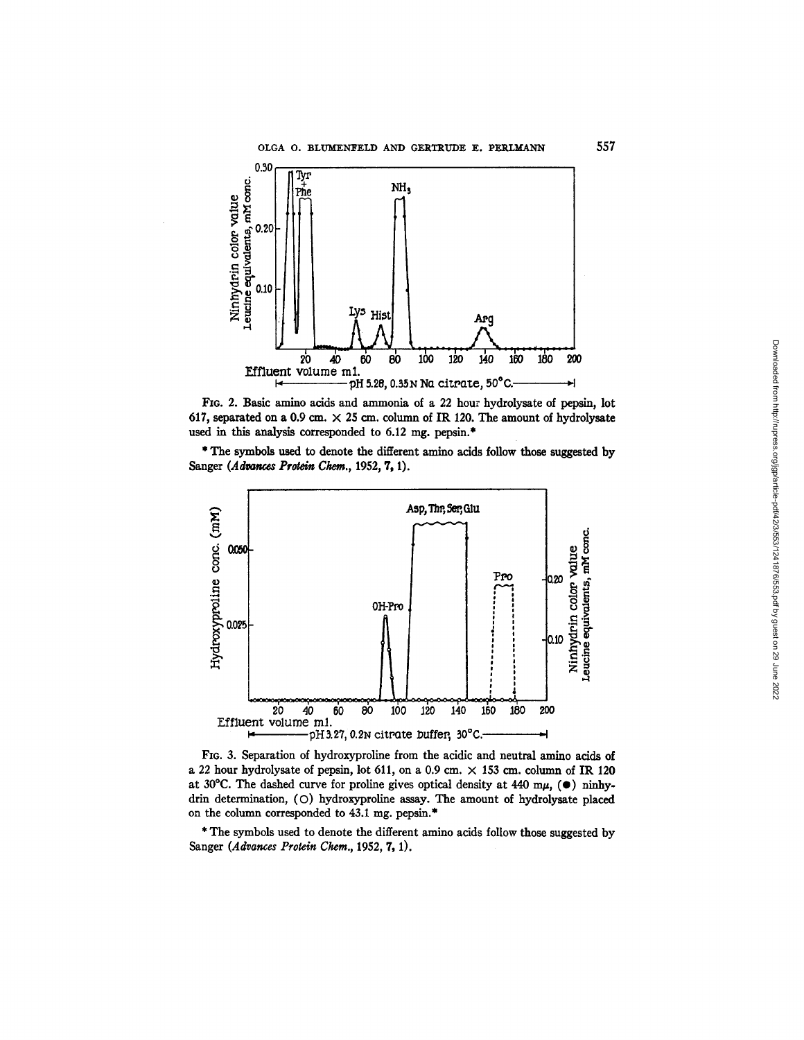FIG. 2. Basic amino acids and ammonia of a 22 hour hydrolysate of pepsin, lot 617, separated on a 0.9 cm. × 25 cm. column of IR 120. The amount of hydrolysate used in this analysis corresponded to 6.12 mg. pepsin.*

\* The symbols used to denote the different amino acids follow those suggested by Sanger (*Advances Protein Chem.*, 1952, **7**, 1).

FIG. 3. Separation of hydroxyproline from the acidic and neutral amino acids of a 22 hour hydrolysate of pepsin, lot 611, on a 0.9 cm. × 153 cm. column of IR 120 at 30°C. The dashed curve for proline gives optical density at 440 mμ, (●) ninhydrin determination, (○) hydroxyproline assay. The amount of hydrolysate placed on the column corresponded to 43.1 mg. pepsin.*

\* The symbols used to denote the different amino acids follow those suggested by Sanger (*Advances Protein Chem.*, 1952, **7**, 1).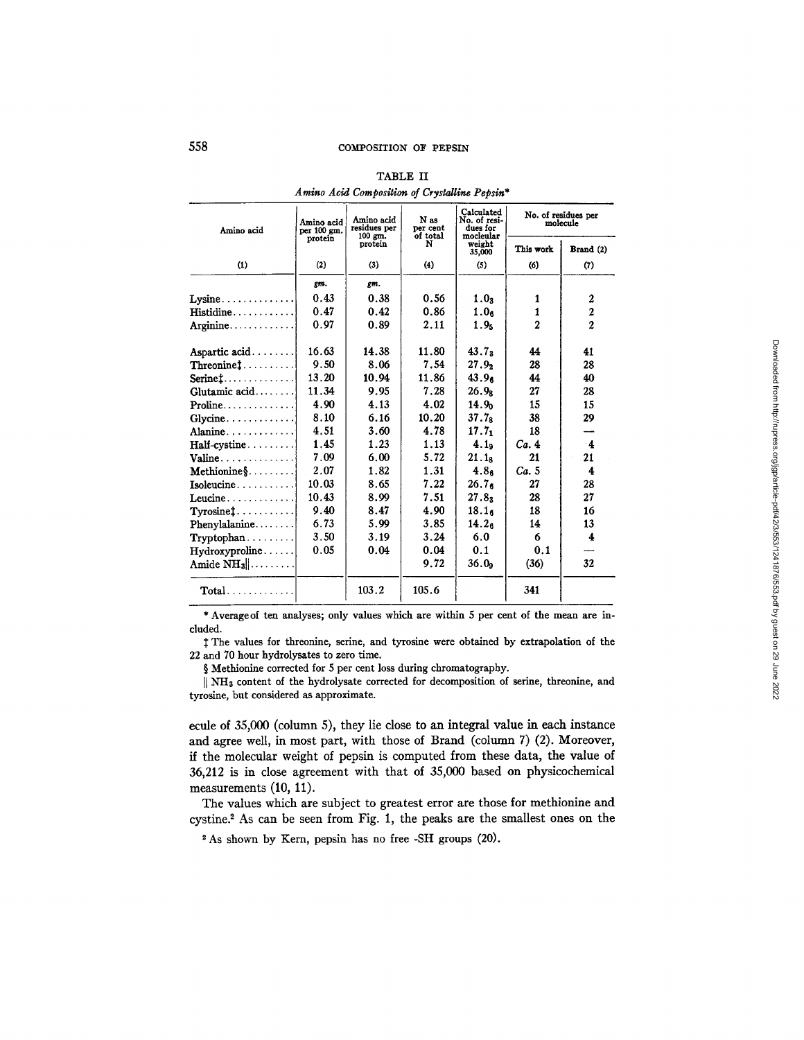TABLE II

*Amino Acid Composition of Crystalline Pepsin**

| Amino acid | Amino acid per 100 gm. protein | Amino acid residues per 100 gm. protein | N as per cent of total N | Calculated No. of residues for molecular weight 35,000 | No. of residues per molecule | |
|---|---|---|---|---|---|---|
| | | | | | This work | Brand (2) |
| (1) | (2) | (3) | (4) | (5) | (6) | (7) |
| | *gm.* | *gm.* | | | | |
| Lysine | 0.43 | 0.38 | 0.56 | $1.0_3$ | 1 | 2 |
| Histidine | 0.47 | 0.42 | 0.86 | $1.0_6$ | 1 | 2 |
| Arginine | 0.97 | 0.89 | 2.11 | $1.9_5$ | 2 | 2 |
| Aspartic acid | 16.63 | 14.38 | 11.80 | $43.7_3$ | 44 | 41 |
| Threonine‡ | 9.50 | 8.06 | 7.54 | $27.9_2$ | 28 | 28 |
| Serine‡ | 13.20 | 10.94 | 11.86 | $43.9_6$ | 44 | 40 |
| Glutamic acid | 11.34 | 9.95 | 7.28 | $26.9_8$ | 27 | 28 |
| Proline | 4.90 | 4.13 | 4.02 | $14.9_0$ | 15 | 15 |
| Glycine | 8.10 | 6.16 | 10.20 | $37.7_8$ | 38 | 29 |
| Alanine | 4.51 | 3.60 | 4.78 | $17.7_1$ | 18 | — |
| Half-cystine | 1.45 | 1.23 | 1.13 | $4.1_9$ | *Ca.* 4 | 4 |
| Valine | 7.09 | 6.00 | 5.72 | $21.1_8$ | 21 | 21 |
| Methionine§ | 2.07 | 1.82 | 1.31 | $4.8_6$ | *Ca.* 5 | 4 |
| Isoleucine | 10.03 | 8.65 | 7.22 | $26.7_6$ | 27 | 28 |
| Leucine | 10.43 | 8.99 | 7.51 | $27.8_3$ | 28 | 27 |
| Tyrosine‡ | 9.40 | 8.47 | 4.90 | $18.1_6$ | 18 | 16 |
| Phenylalanine | 6.73 | 5.99 | 3.85 | $14.2_6$ | 14 | 13 |
| Tryptophan | 3.50 | 3.19 | 3.24 | 6.0 | 6 | 4 |
| Hydroxyproline | 0.05 | 0.04 | 0.04 | 0.1 | 0.1 | — |
| Amide $NH_3$‖ | | | 9.72 | $36.0_9$ | (36) | 32 |
| Total | | 103.2 | 105.6 | | 341 | |

\* Average of ten analyses; only values which are within 5 per cent of the mean are included.

‡ The values for threonine, serine, and tyrosine were obtained by extrapolation of the 22 and 70 hour hydrolysates to zero time.

§ Methionine corrected for 5 per cent loss during chromatography.

‖ $NH_3$ content of the hydrolysate corrected for decomposition of serine, threonine, and tyrosine, but considered as approximate.

ecule of 35,000 (column 5), they lie close to an integral value in each instance and agree well, in most part, with those of Brand (column 7) (2). Moreover, if the molecular weight of pepsin is computed from these data, the value of 36,212 is in close agreement with that of 35,000 based on physicochemical measurements (10, 11).

The values which are subject to greatest error are those for methionine and cystine.[2] As can be seen from Fig. 1, the peaks are the smallest ones on the

[2] As shown by Kern, pepsin has no free -SH groups (20).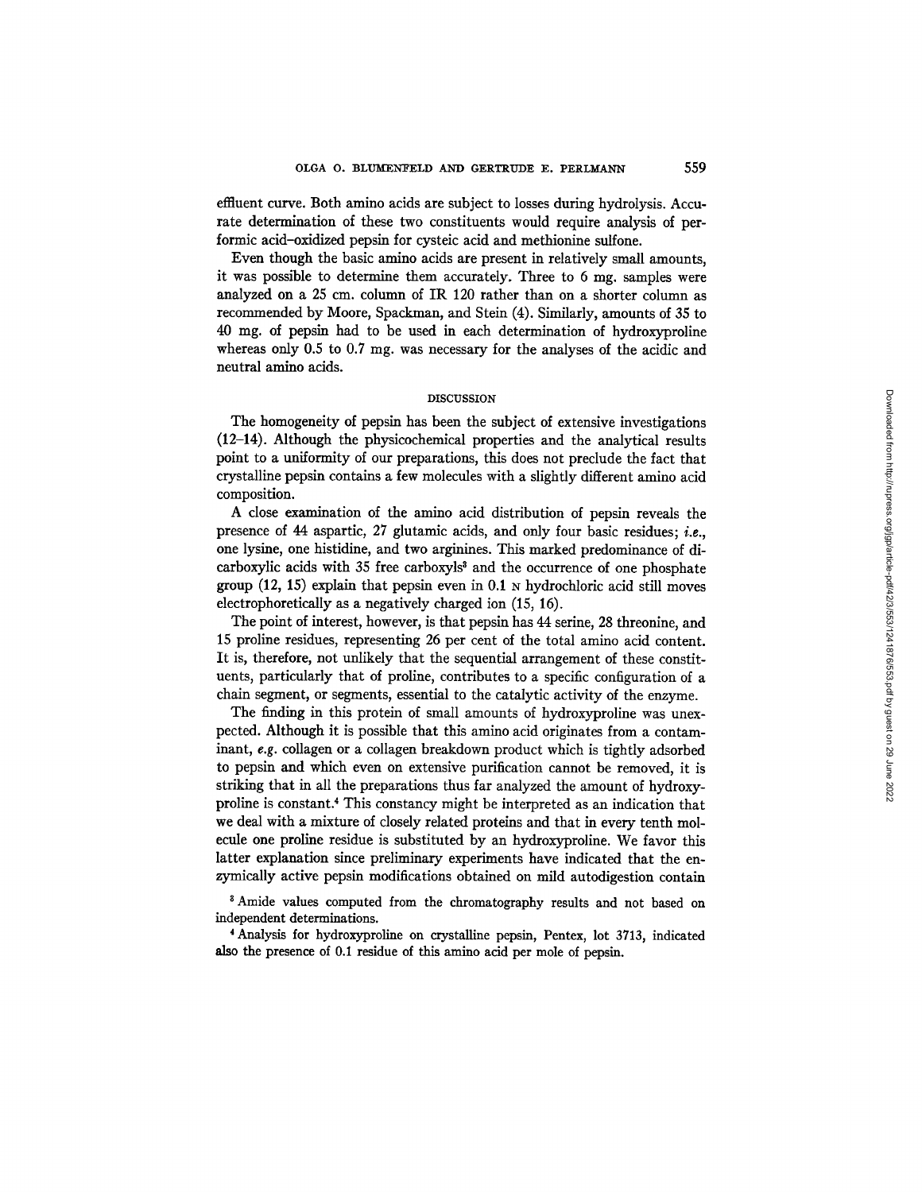effluent curve. Both amino acids are subject to losses during hydrolysis. Accurate determination of these two constituents would require analysis of performic acid–oxidized pepsin for cysteic acid and methionine sulfone.

Even though the basic amino acids are present in relatively small amounts, it was possible to determine them accurately. Three to 6 mg. samples were analyzed on a 25 cm. column of IR 120 rather than on a shorter column as recommended by Moore, Spackman, and Stein (4). Similarly, amounts of 35 to 40 mg. of pepsin had to be used in each determination of hydroxyproline whereas only 0.5 to 0.7 mg. was necessary for the analyses of the acidic and neutral amino acids.

## DISCUSSION

The homogeneity of pepsin has been the subject of extensive investigations (12–14). Although the physicochemical properties and the analytical results point to a uniformity of our preparations, this does not preclude the fact that crystalline pepsin contains a few molecules with a slightly different amino acid composition.

A close examination of the amino acid distribution of pepsin reveals the presence of 44 aspartic, 27 glutamic acids, and only four basic residues; *i.e.*, one lysine, one histidine, and two arginines. This marked predominance of dicarboxylic acids with 35 free carboxyls[3] and the occurrence of one phosphate group (12, 15) explain that pepsin even in 0.1 N hydrochloric acid still moves electrophoretically as a negatively charged ion (15, 16).

The point of interest, however, is that pepsin has 44 serine, 28 threonine, and 15 proline residues, representing 26 per cent of the total amino acid content. It is, therefore, not unlikely that the sequential arrangement of these constituents, particularly that of proline, contributes to a specific configuration of a chain segment, or segments, essential to the catalytic activity of the enzyme.

The finding in this protein of small amounts of hydroxyproline was unexpected. Although it is possible that this amino acid originates from a contaminant, *e.g.* collagen or a collagen breakdown product which is tightly adsorbed to pepsin and which even on extensive purification cannot be removed, it is striking that in all the preparations thus far analyzed the amount of hydroxyproline is constant.[4] This constancy might be interpreted as an indication that we deal with a mixture of closely related proteins and that in every tenth molecule one proline residue is substituted by an hydroxyproline. We favor this latter explanation since preliminary experiments have indicated that the enzymically active pepsin modifications obtained on mild autodigestion contain

[3] Amide values computed from the chromatography results and not based on independent determinations.

[4] Analysis for hydroxyproline on crystalline pepsin, Pentex, lot 3713, indicated also the presence of 0.1 residue of this amino acid per mole of pepsin.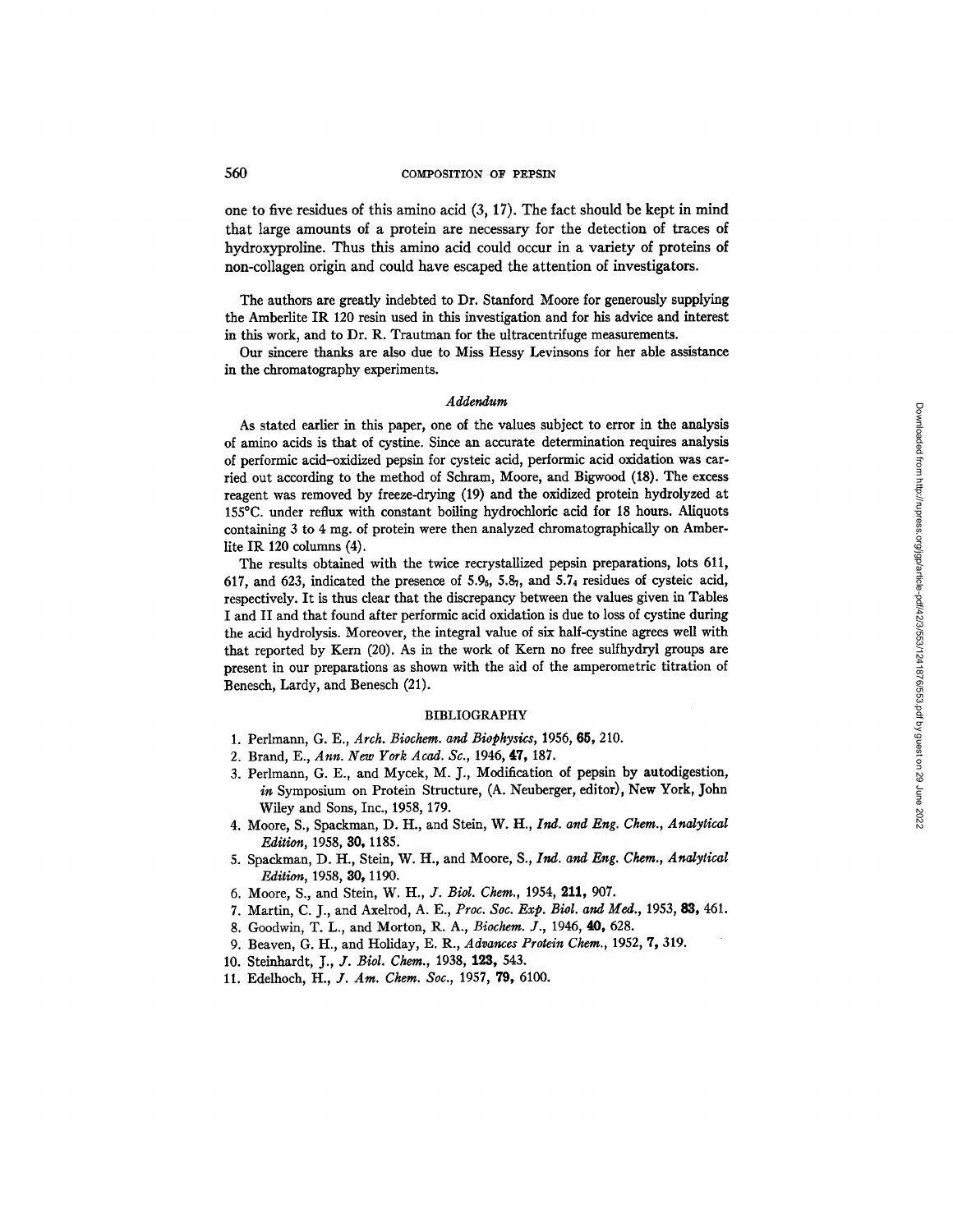one to five residues of this amino acid (3, 17). The fact should be kept in mind that large amounts of a protein are necessary for the detection of traces of hydroxyproline. Thus this amino acid could occur in a variety of proteins of non-collagen origin and could have escaped the attention of investigators.

The authors are greatly indebted to Dr. Stanford Moore for generously supplying the Amberlite IR 120 resin used in this investigation and for his advice and interest in this work, and to Dr. R. Trautman for the ultracentrifuge measurements.

Our sincere thanks are also due to Miss Hessy Levinsons for her able assistance in the chromatography experiments.

## *Addendum*

As stated earlier in this paper, one of the values subject to error in the analysis of amino acids is that of cystine. Since an accurate determination requires analysis of performic acid–oxidized pepsin for cysteic acid, performic acid oxidation was carried out according to the method of Schram, Moore, and Bigwood (18). The excess reagent was removed by freeze-drying (19) and the oxidized protein hydrolyzed at 155°C. under reflux with constant boiling hydrochloric acid for 18 hours. Aliquots containing 3 to 4 mg. of protein were then analyzed chromatographically on Amberlite IR 120 columns (4).

The results obtained with the twice recrystallized pepsin preparations, lots 611, 617, and 623, indicated the presence of $5.9_5$, $5.8_7$, and $5.7_4$ residues of cysteic acid, respectively. It is thus clear that the discrepancy between the values given in Tables I and II and that found after performic acid oxidation is due to loss of cystine during the acid hydrolysis. Moreover, the integral value of six half-cystine agrees well with that reported by Kern (20). As in the work of Kern no free sulfhydryl groups are present in our preparations as shown with the aid of the amperometric titration of Benesch, Lardy, and Benesch (21).

## BIBLIOGRAPHY

1. Perlmann, G. E., *Arch. Biochem. and Biophysics*, 1956, **65**, 210.
2. Brand, E., *Ann. New York Acad. Sc.*, 1946, **47**, 187.
3. Perlmann, G. E., and Mycek, M. J., Modification of pepsin by autodigestion, *in* Symposium on Protein Structure, (A. Neuberger, editor), New York, John Wiley and Sons, Inc., 1958, 179.
4. Moore, S., Spackman, D. H., and Stein, W. H., *Ind. and Eng. Chem., Analytical Edition*, 1958, **30**, 1185.
5. Spackman, D. H., Stein, W. H., and Moore, S., *Ind. and Eng. Chem., Analytical Edition*, 1958, **30**, 1190.
6. Moore, S., and Stein, W. H., *J. Biol. Chem.*, 1954, **211**, 907.
7. Martin, C. J., and Axelrod, A. E., *Proc. Soc. Exp. Biol. and Med.*, 1953, **83**, 461.
8. Goodwin, T. L., and Morton, R. A., *Biochem. J.*, 1946, **40**, 628.
9. Beaven, G. H., and Holiday, E. R., *Advances Protein Chem.*, 1952, **7**, 319.
10. Steinhardt, J., *J. Biol. Chem.*, 1938, **123**, 543.
11. Edelhoch, H., *J. Am. Chem. Soc.*, 1957, **79**, 6100.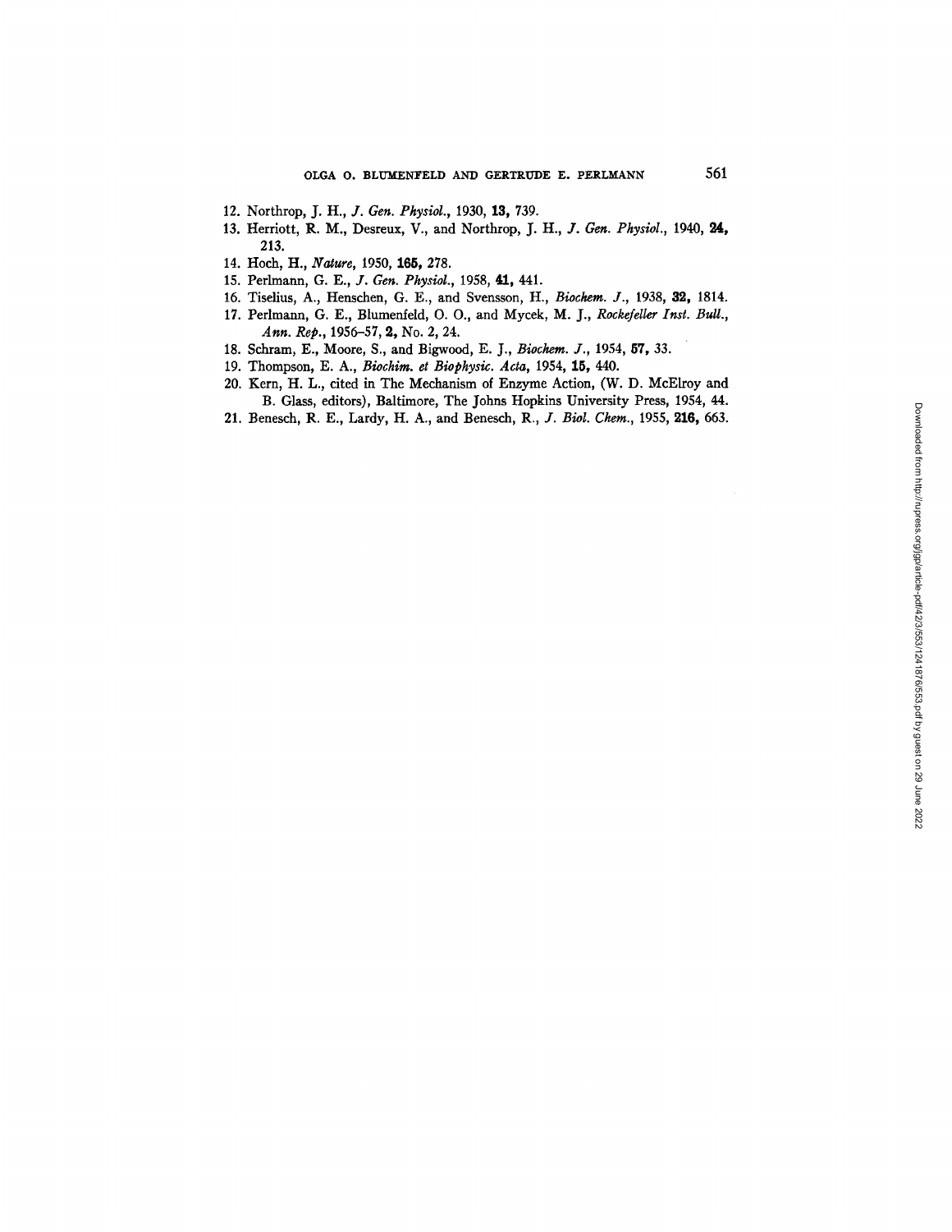12. Northrop, J. H., *J. Gen. Physiol.*, 1930, **13,** 739.
13. Herriott, R. M., Desreux, V., and Northrop, J. H., *J. Gen. Physiol.*, 1940, **24,** 213.
14. Hoch, H., *Nature*, 1950, **165,** 278.
15. Perlmann, G. E., *J. Gen. Physiol.*, 1958, **41,** 441.
16. Tiselius, A., Henschen, G. E., and Svensson, H., *Biochem. J.*, 1938, **32,** 1814.
17. Perlmann, G. E., Blumenfeld, O. O., and Mycek, M. J., *Rockefeller Inst. Bull., Ann. Rep.*, 1956–57, **2,** No. 2, 24.
18. Schram, E., Moore, S., and Bigwood, E. J., *Biochem. J.*, 1954, **57,** 33.
19. Thompson, E. A., *Biochim. et Biophysic. Acta*, 1954, **15,** 440.
20. Kern, H. L., cited in The Mechanism of Enzyme Action, (W. D. McElroy and B. Glass, editors), Baltimore, The Johns Hopkins University Press, 1954, 44.
21. Benesch, R. E., Lardy, H. A., and Benesch, R., *J. Biol. Chem.*, 1955, **216,** 663.